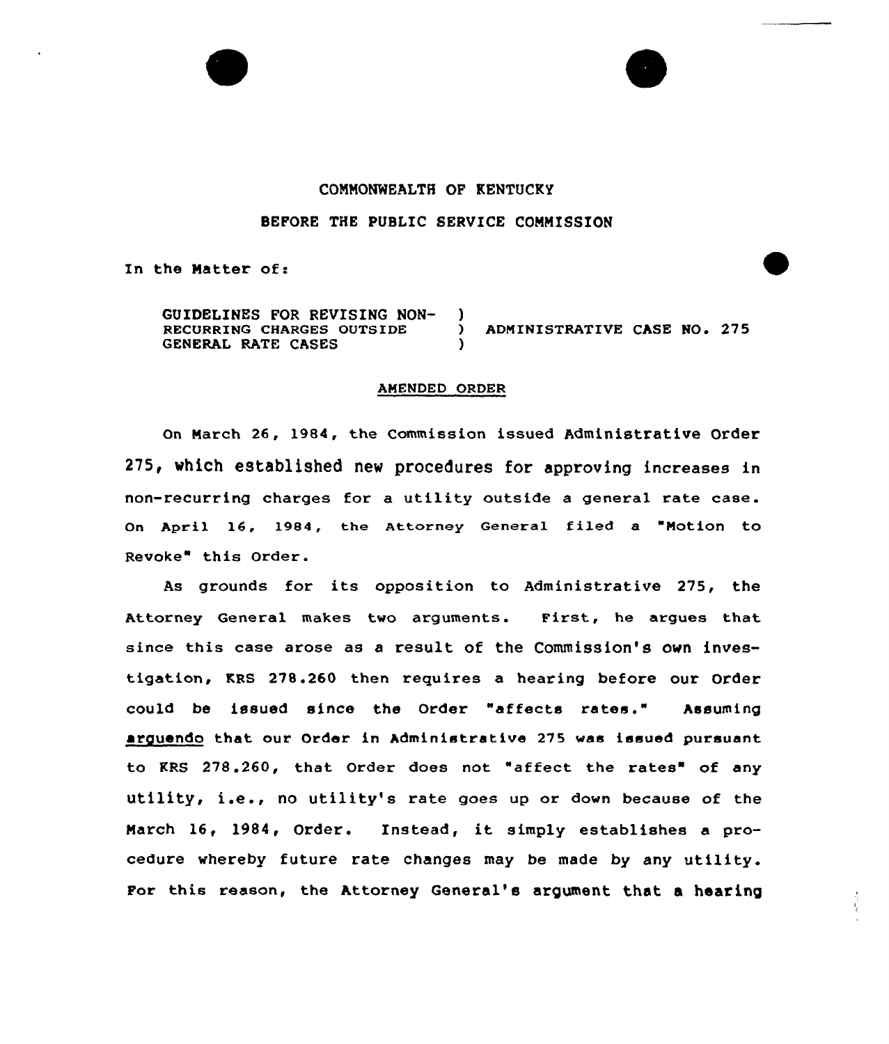COMMONWEALTH OF KENTUCKY

BEFORE THE PUBLIC SERVICE COMMISSION

In the Matter of:

GUIDELINES FOR REVISING NON-RECURRING CHARGES OUTSIDE GENERAL RATE CASES ) ADMINISTRATIVE CASE NO. 275

AMENDED ORDER

On March 26, 1984, the Commission issued Administrative Order 275, which established new procedures for approving increases in non-recurring charges for a utility outside a general rate case. On April 16, 1984, the Attorney General filed a "Motion to Revoke" this Order.

As grounds for its opposition to Administrative 275, the Attorney General makes two arguments. First, he argues that since this case arose as a result of the Commission's own investigation, KRS 278.260 then requires a hearing before our Order could be issued since the Order "affects rates." Assuming arguendo that our Order in Administrative 275 was issued pursuant to KRS 278.260, that Order does not "affect the rates" of any utility, i.e., no utility's rate goes up or down because of the March 16, 1984, Order. Instead, it simply establishes a procedure whereby future rate changes may be made by any utility. For this reason, the Attorney General's argument that a hearing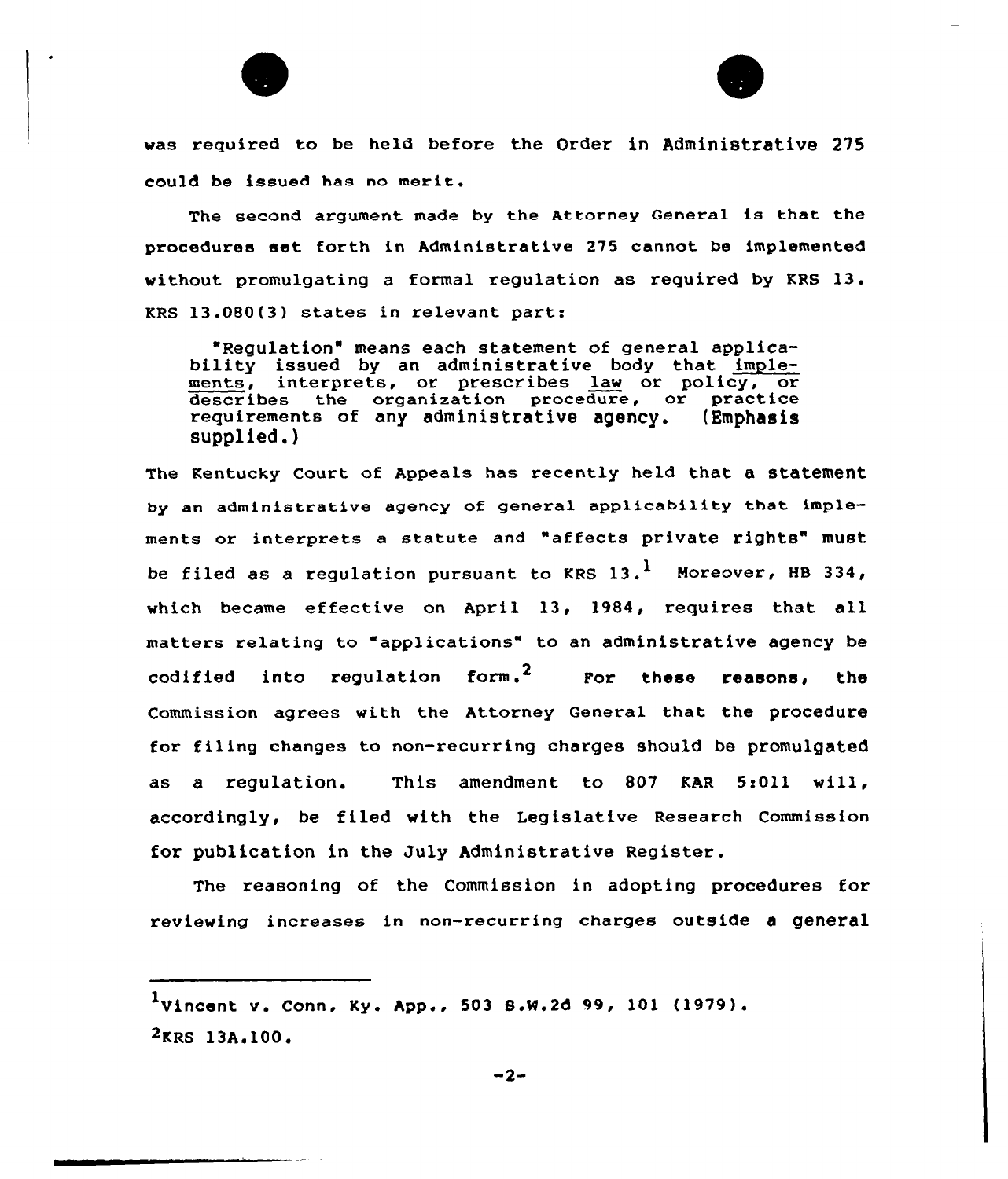was required to be held before the Order in Administrative 275 could be issued has no merit.

The second argument made by the Attorney General is that the procedures set forth in Administrative 275 cannot be implemented without promulgating a formal regulation as required by KRS 13. KRS 13.080(3) states in relevant part:

> "Regulation" means each statement of general applicability issued by an administrative body that <u>implements</u>, interprets, or prescribes <u>law</u> or policy, or describes the organization procedure, or practice requirements of any administrative agency. (Emphasis supplied.)

The Kentucky Court of Appeals has recently held that a statement by an administrative agency of general applicability that implements or interprets a statute and "affects private rights" must be filed as a regulation pursuant to KRS 13.[1] Moreover, HB 334, which became effective on April 13, 1984, requires that all matters relating to "applications" to an administrative agency be codified into regulation form.[2] For these reasons, the Commission agrees with the Attorney General that the procedure for filing changes to non-recurring charges should be promulgated as a regulation. This amendment to 807 KAR 5:011 will, accordingly, be filed with the Legislative Research Commission for publication in the July Administrative Register.

The reasoning of the Commission in adopting procedures for reviewing increases in non-recurring charges outside a general

---

[1] Vincent v. Conn, Ky. App., 503 S.W.2d 99, 101 (1979).

[2] KRS 13A.100.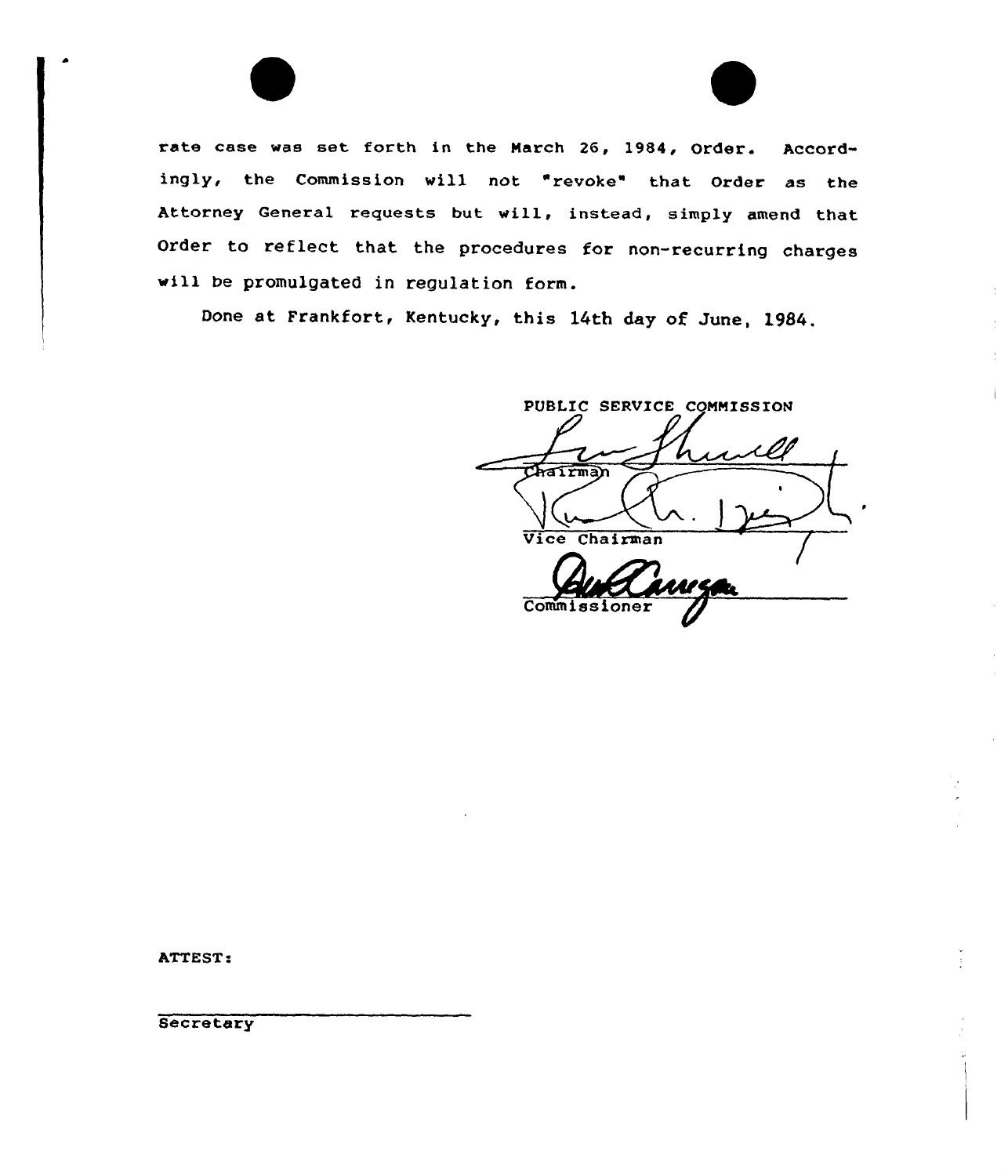rate case was set forth in the March 26, 1984, Order. Accordingly, the Commission will not "revoke" that Order as the Attorney General requests but will, instead, simply amend that Order to reflect that the procedures for non-recurring charges will be promulgated in regulation form.

Done at Frankfort, Kentucky, this 14th day of June, 1984.

PUBLIC SERVICE COMMISSION

Chairman

Vice Chairman

Commissioner

ATTEST:

Secretary